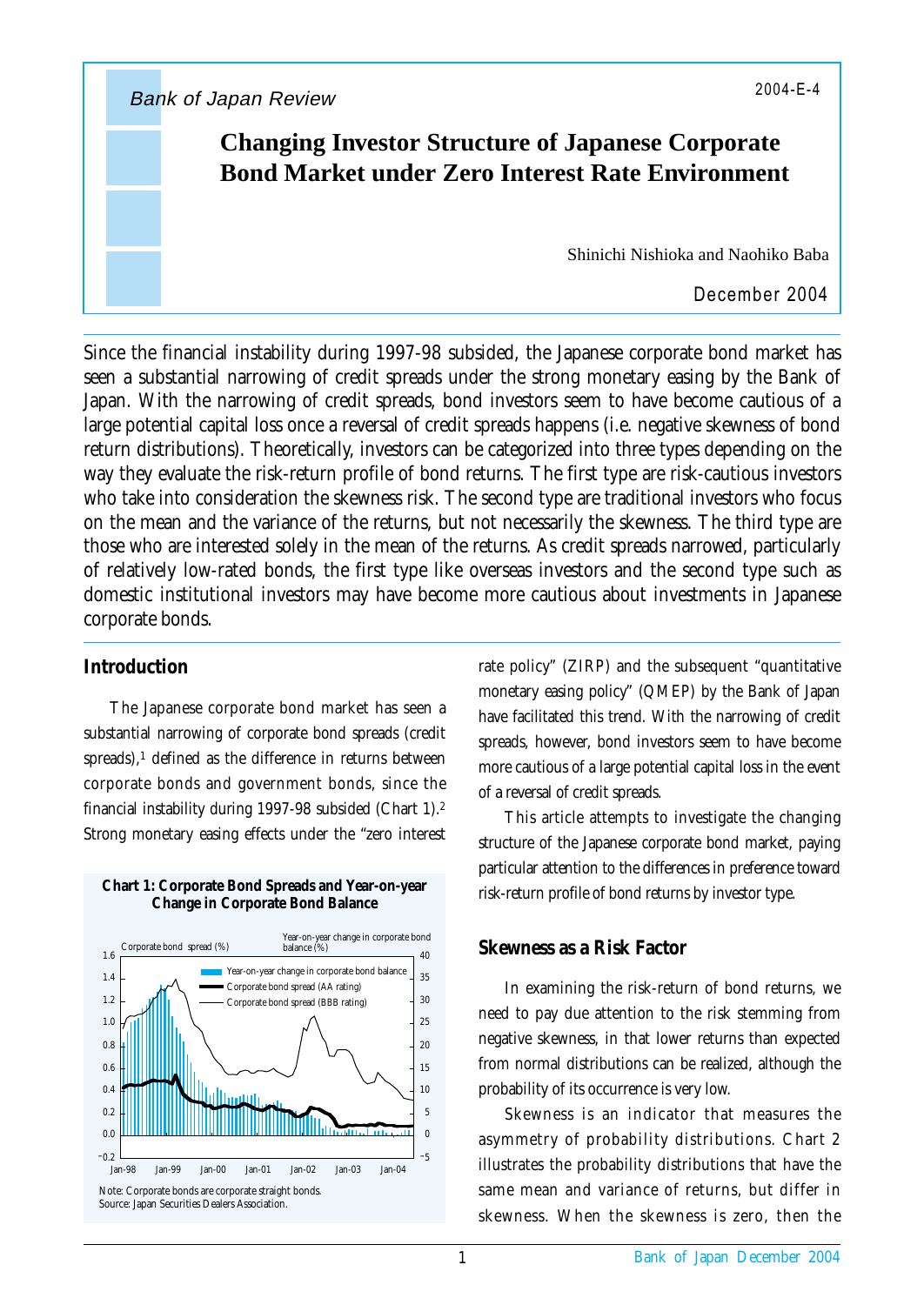Bank of Japan Review

2004-E-4

# Changing Investor Structure of Japanese Corporate Bond Market under Zero Interest Rate Environment

Shinichi Nishioka and Naohiko Baba

December 2004

Since the financial instability during 1997-98 subsided, the Japanese corporate bond market has seen a substantial narrowing of credit spreads under the strong monetary easing by the Bank of Japan. With the narrowing of credit spreads, bond investors seem to have become cautious of a large potential capital loss once a reversal of credit spreads happens (i.e. negative skewness of bond return distributions). Theoretically, investors can be categorized into three types depending on the way they evaluate the risk-return profile of bond returns. The first type are risk-cautious investors who take into consideration the skewness risk. The second type are traditional investors who focus on the mean and the variance of the returns, but not necessarily the skewness. The third type are those who are interested solely in the mean of the returns. As credit spreads narrowed, particularly of relatively low-rated bonds, the first type like overseas investors and the second type such as domestic institutional investors may have become more cautious about investments in Japanese corporate bonds.

## Introduction

The Japanese corporate bond market has seen a substantial narrowing of corporate bond spreads (credit spreads),[1] defined as the difference in returns between corporate bonds and government bonds, since the financial instability during 1997-98 subsided (Chart 1).[2] Strong monetary easing effects under the "zero interest rate policy" (ZIRP) and the subsequent "quantitative monetary easing policy" (QMEP) by the Bank of Japan have facilitated this trend. With the narrowing of credit spreads, however, bond investors seem to have become more cautious of a large potential capital loss in the event of a reversal of credit spreads.

**Chart 1: Corporate Bond Spreads and Year-on-year Change in Corporate Bond Balance**

Note: Corporate bonds are corporate straight bonds.
Source: Japan Securities Dealers Association.

This article attempts to investigate the changing structure of the Japanese corporate bond market, paying particular attention to the differences in preference toward risk-return profile of bond returns by investor type.

## Skewness as a Risk Factor

In examining the risk-return of bond returns, we need to pay due attention to the risk stemming from negative skewness, in that lower returns than expected from normal distributions can be realized, although the probability of its occurrence is very low.

Skewness is an indicator that measures the asymmetry of probability distributions. Chart 2 illustrates the probability distributions that have the same mean and variance of returns, but differ in skewness. When the skewness is zero, then the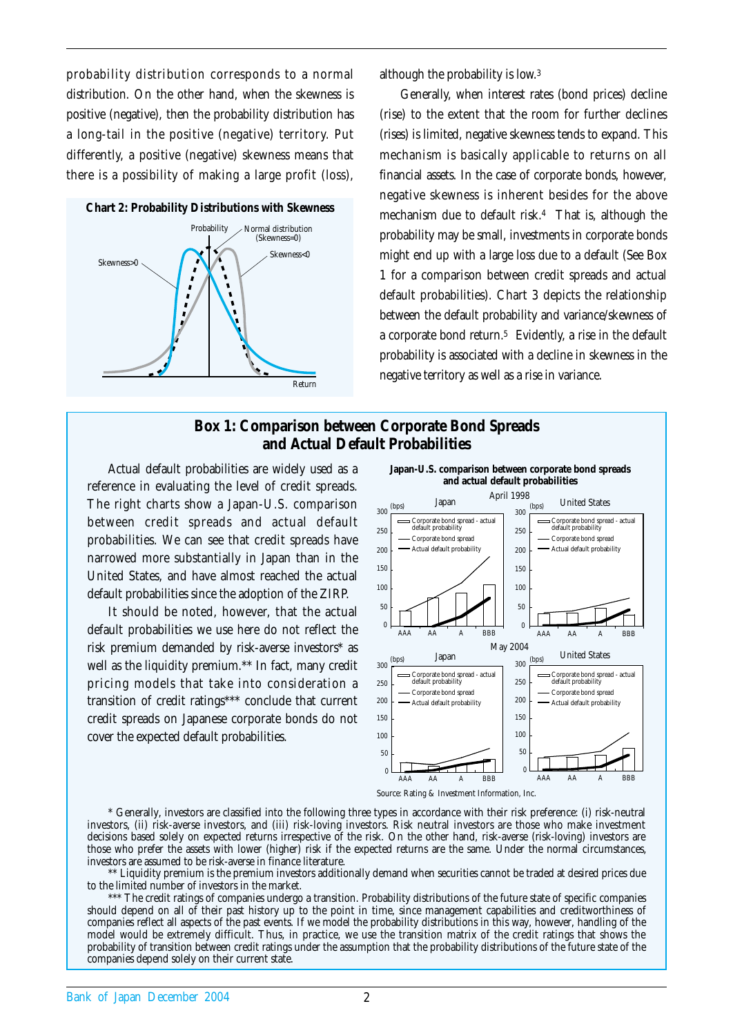probability distribution corresponds to a normal distribution. On the other hand, when the skewness is positive (negative), then the probability distribution has a long-tail in the positive (negative) territory. Put differently, a positive (negative) skewness means that there is a possibility of making a large profit (loss), although the probability is low.[3]

**Chart 2: Probability Distributions with Skewness**

Generally, when interest rates (bond prices) decline (rise) to the extent that the room for further declines (rises) is limited, negative skewness tends to expand. This mechanism is basically applicable to returns on all financial assets. In the case of corporate bonds, however, negative skewness is inherent besides for the above mechanism due to default risk.[4] That is, although the probability may be small, investments in corporate bonds might end up with a large loss due to a default (See Box 1 for a comparison between credit spreads and actual default probabilities). Chart 3 depicts the relationship between the default probability and variance/skewness of a corporate bond return.[5] Evidently, a rise in the default probability is associated with a decline in skewness in the negative territory as well as a rise in variance.

## Box 1: Comparison between Corporate Bond Spreads and Actual Default Probabilities

Actual default probabilities are widely used as a reference in evaluating the level of credit spreads. The right charts show a Japan-U.S. comparison between credit spreads and actual default probabilities. We can see that credit spreads have narrowed more substantially in Japan than in the United States, and have almost reached the actual default probabilities since the adoption of the ZIRP.

It should be noted, however, that the actual default probabilities we use here do not reflect the risk premium demanded by risk-averse investors* as well as the liquidity premium.** In fact, many credit pricing models that take into consideration a transition of credit ratings*** conclude that current credit spreads on Japanese corporate bonds do not cover the expected default probabilities.

**Japan-U.S. comparison between corporate bond spreads and actual default probabilities**

Source: Rating & Investment Information, Inc.

\* Generally, investors are classified into the following three types in accordance with their risk preference: (i) risk-neutral investors, (ii) risk-averse investors, and (iii) risk-loving investors. Risk neutral investors are those who make investment decisions based solely on expected returns irrespective of the risk. On the other hand, risk-averse (risk-loving) investors are those who prefer the assets with lower (higher) risk if the expected returns are the same. Under the normal circumstances, investors are assumed to be risk-averse in finance literature.

\** Liquidity premium is the premium investors additionally demand when securities cannot be traded at desired prices due to the limited number of investors in the market.

\*** The credit ratings of companies undergo a transition. Probability distributions of the future state of specific companies should depend on all of their past history up to the point in time, since management capabilities and creditworthiness of companies reflect all aspects of the past events. If we model the probability distributions in this way, however, handling of the model would be extremely difficult. Thus, in practice, we use the transition matrix of the credit ratings that shows the probability of transition between credit ratings under the assumption that the probability distributions of the future state of the companies depend solely on their current state.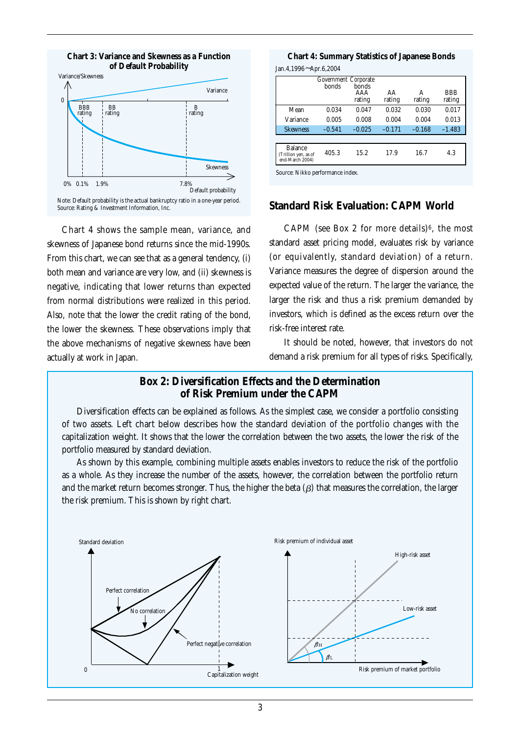**Chart 3: Variance and Skewness as a Function of Default Probability**

Note: Default probability is the actual bankruptcy ratio in a one-year period.
Source: Rating & Investment Information, Inc.

Chart 4 shows the sample mean, variance, and skewness of Japanese bond returns since the mid-1990s. From this chart, we can see that as a general tendency, (i) both mean and variance are very low, and (ii) skewness is negative, indicating that lower returns than expected from normal distributions were realized in this period. Also, note that the lower the credit rating of the bond, the lower the skewness. These observations imply that the above mechanisms of negative skewness have been actually at work in Japan.

**Chart 4: Summary Statistics of Japanese Bonds**

Jan.4,1996〜Apr.6,2004

| | Government bonds | Corporate bonds AAA rating | AA rating | A rating | BBB rating |
|---|---|---|---|---|---|
| Mean | 0.034 | 0.047 | 0.032 | 0.030 | 0.017 |
| Variance | 0.005 | 0.008 | 0.004 | 0.004 | 0.013 |
| Skewness | −0.541 | −0.025 | −0.171 | −0.168 | −1.483 |
| Balance (Trillion yen, as of end-March 2004) | 405.3 | 15.2 | 17.9 | 16.7 | 4.3 |

Source: Nikko performance index.

## Standard Risk Evaluation: CAPM World

CAPM (see Box 2 for more details)[6], the most standard asset pricing model, evaluates risk by variance (or equivalently, standard deviation) of a return. Variance measures the degree of dispersion around the expected value of the return. The larger the variance, the larger the risk and thus a risk premium demanded by investors, which is defined as the excess return over the risk-free interest rate.

It should be noted, however, that investors do not demand a risk premium for all types of risks. Specifically,

**Box 2: Diversification Effects and the Determination of Risk Premium under the CAPM**

Diversification effects can be explained as follows. As the simplest case, we consider a portfolio consisting of two assets. Left chart below describes how the standard deviation of the portfolio changes with the capitalization weight. It shows that the lower the correlation between the two assets, the lower the risk of the portfolio measured by standard deviation.

As shown by this example, combining multiple assets enables investors to reduce the risk of the portfolio as a whole. As they increase the number of the assets, however, the correlation between the portfolio return and the market return becomes stronger. Thus, the higher the beta ($\beta$) that measures the correlation, the larger the risk premium. This is shown by right chart.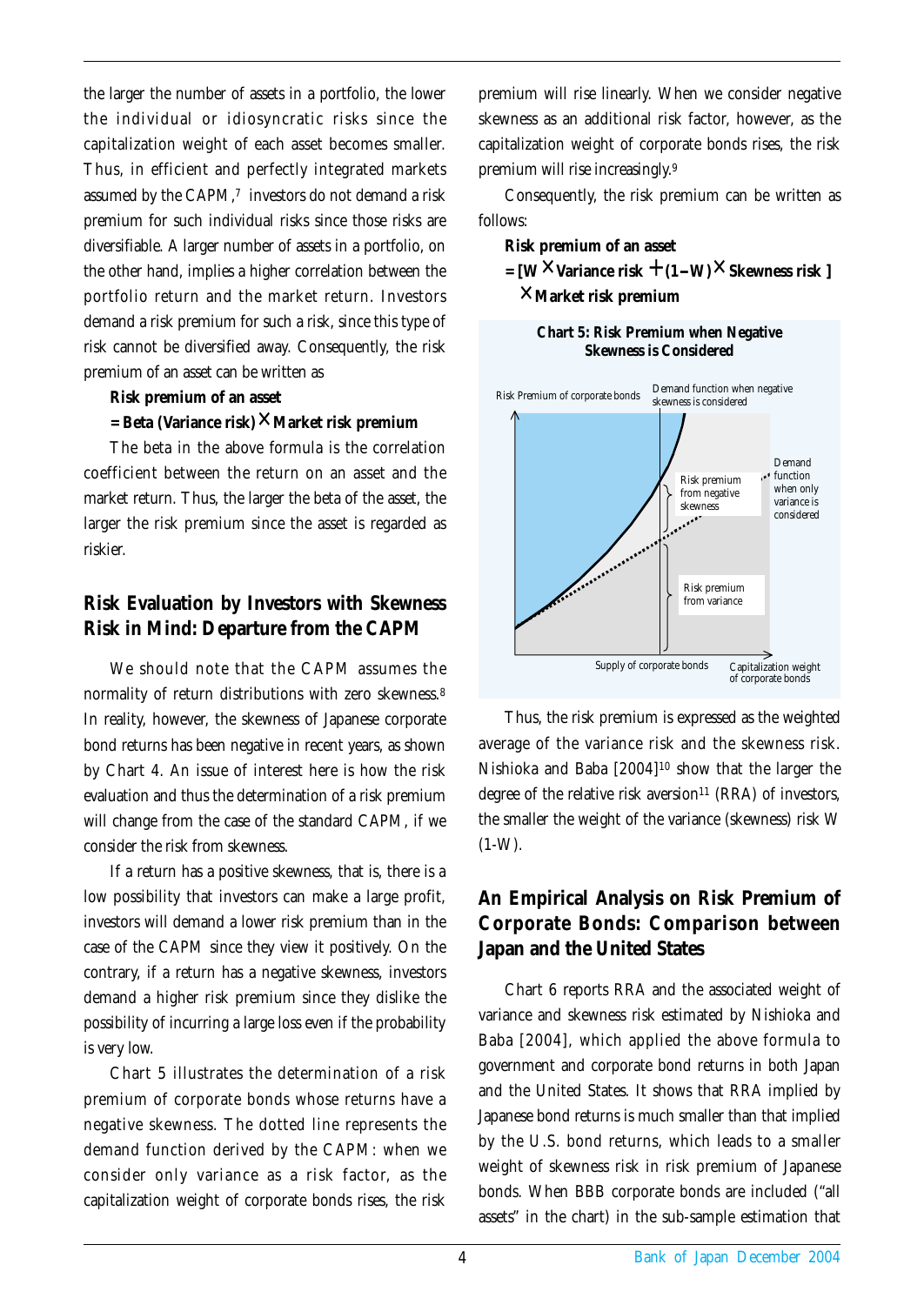the larger the number of assets in a portfolio, the lower the individual or idiosyncratic risks since the capitalization weight of each asset becomes smaller. Thus, in efficient and perfectly integrated markets assumed by the CAPM,[7] investors do not demand a risk premium for such individual risks since those risks are diversifiable. A larger number of assets in a portfolio, on the other hand, implies a higher correlation between the portfolio return and the market return. Investors demand a risk premium for such a risk, since this type of risk cannot be diversified away. Consequently, the risk premium of an asset can be written as

**Risk premium of an asset**
**= Beta (Variance risk) × Market risk premium**

The beta in the above formula is the correlation coefficient between the return on an asset and the market return. Thus, the larger the beta of the asset, the larger the risk premium since the asset is regarded as riskier.

## Risk Evaluation by Investors with Skewness Risk in Mind: Departure from the CAPM

We should note that the CAPM assumes the normality of return distributions with zero skewness.[8] In reality, however, the skewness of Japanese corporate bond returns has been negative in recent years, as shown by Chart 4. An issue of interest here is how the risk evaluation and thus the determination of a risk premium will change from the case of the standard CAPM, if we consider the risk from skewness.

If a return has a positive skewness, that is, there is a low possibility that investors can make a large profit, investors will demand a lower risk premium than in the case of the CAPM since they view it positively. On the contrary, if a return has a negative skewness, investors demand a higher risk premium since they dislike the possibility of incurring a large loss even if the probability is very low.

Chart 5 illustrates the determination of a risk premium of corporate bonds whose returns have a negative skewness. The dotted line represents the demand function derived by the CAPM: when we consider only variance as a risk factor, as the capitalization weight of corporate bonds rises, the risk premium will rise linearly. When we consider negative skewness as an additional risk factor, however, as the capitalization weight of corporate bonds rises, the risk premium will rise increasingly.[9]

Consequently, the risk premium can be written as follows:

**Risk premium of an asset**
**= [W × Variance risk + (1−W) × Skewness risk ] × Market risk premium**

**Chart 5: Risk Premium when Negative Skewness is Considered**

Thus, the risk premium is expressed as the weighted average of the variance risk and the skewness risk. Nishioka and Baba [2004][10] show that the larger the degree of the relative risk aversion[11] (RRA) of investors, the smaller the weight of the variance (skewness) risk W (1-W).

## An Empirical Analysis on Risk Premium of Corporate Bonds: Comparison between Japan and the United States

Chart 6 reports RRA and the associated weight of variance and skewness risk estimated by Nishioka and Baba [2004], which applied the above formula to government and corporate bond returns in both Japan and the United States. It shows that RRA implied by Japanese bond returns is much smaller than that implied by the U.S. bond returns, which leads to a smaller weight of skewness risk in risk premium of Japanese bonds. When BBB corporate bonds are included ("all assets" in the chart) in the sub-sample estimation that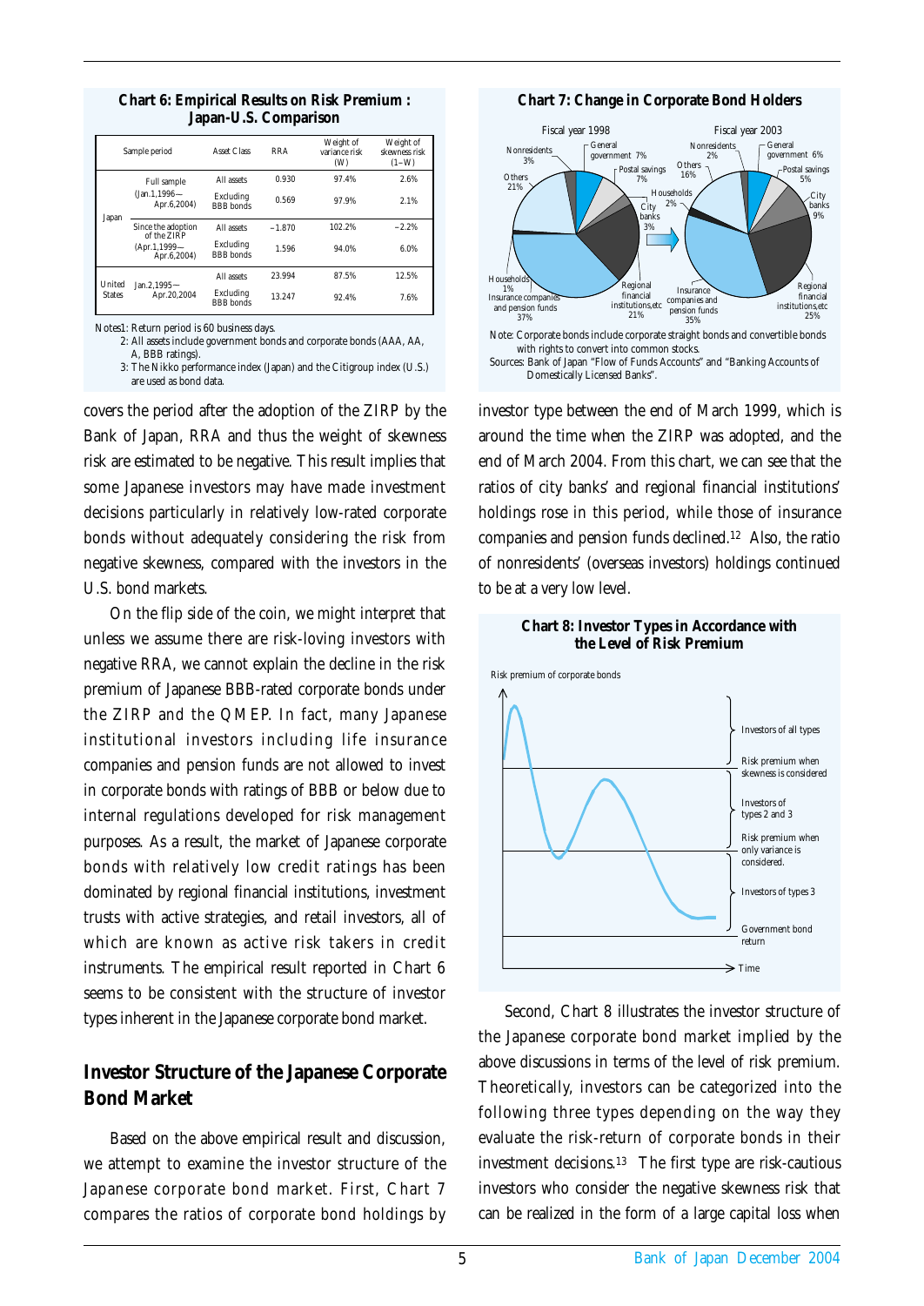**Chart 6: Empirical Results on Risk Premium : Japan-U.S. Comparison**

| | Sample period | Asset Class | RRA | Weight of variance risk (W) | Weight of skewness risk (1−W) |
|---|---|---|---|---|---|
| Japan | Full sample (Jan.1,1996—Apr.6,2004) | All assets | 0.930 | 97.4% | 2.6% |
| | | Excluding BBB bonds | 0.569 | 97.9% | 2.1% |
| | Since the adoption of the ZIRP (Apr.1,1999—Apr.6,2004) | All assets | −1.870 | 102.2% | −2.2% |
| | | Excluding BBB bonds | 1.596 | 94.0% | 6.0% |
| United States | Jan.2,1995—Apr.20,2004 | All assets | 23.994 | 87.5% | 12.5% |
| | | Excluding BBB bonds | 13.247 | 92.4% | 7.6% |

Notes1: Return period is 60 business days.
2: All assets include government bonds and corporate bonds (AAA, AA, A, BBB ratings).
3: The Nikko performance index (Japan) and the Citigroup index (U.S.) are used as bond data.

covers the period after the adoption of the ZIRP by the Bank of Japan, RRA and thus the weight of skewness risk are estimated to be negative. This result implies that some Japanese investors may have made investment decisions particularly in relatively low-rated corporate bonds without adequately considering the risk from negative skewness, compared with the investors in the U.S. bond markets.

On the flip side of the coin, we might interpret that unless we assume there are risk-loving investors with negative RRA, we cannot explain the decline in the risk premium of Japanese BBB-rated corporate bonds under the ZIRP and the QMEP. In fact, many Japanese institutional investors including life insurance companies and pension funds are not allowed to invest in corporate bonds with ratings of BBB or below due to internal regulations developed for risk management purposes. As a result, the market of Japanese corporate bonds with relatively low credit ratings has been dominated by regional financial institutions, investment trusts with active strategies, and retail investors, all of which are known as active risk takers in credit instruments. The empirical result reported in Chart 6 seems to be consistent with the structure of investor types inherent in the Japanese corporate bond market.

## Investor Structure of the Japanese Corporate Bond Market

Based on the above empirical result and discussion, we attempt to examine the investor structure of the Japanese corporate bond market. First, Chart 7 compares the ratios of corporate bond holdings by investor type between the end of March 1999, which is around the time when the ZIRP was adopted, and the end of March 2004. From this chart, we can see that the ratios of city banks' and regional financial institutions' holdings rose in this period, while those of insurance companies and pension funds declined.[12] Also, the ratio of nonresidents' (overseas investors) holdings continued to be at a very low level.

**Chart 7: Change in Corporate Bond Holders**

| | Fiscal year 1998 | Fiscal year 2003 |
|---|---|---|
| Nonresidents | 3% | 2% |
| General government | 7% | 6% |
| Postal savings | 7% | 5% |
| City banks | 3% | 9% |
| Regional financial institutions,etc | 21% | 25% |
| Insurance companies and pension funds | 37% | 35% |
| Households | 1% | 2% |
| Others | 21% | 16% |

Note: Corporate bonds include corporate straight bonds and convertible bonds with rights to convert into common stocks.
Sources: Bank of Japan "Flow of Funds Accounts" and "Banking Accounts of Domestically Licensed Banks".

**Chart 8: Investor Types in Accordance with the Level of Risk Premium**

Risk premium of corporate bonds; Time; Investors of all types; Risk premium when skewness is considered; Investors of types 2 and 3; Risk premium when only variance is considered.; Investors of types 3; Government bond return

Second, Chart 8 illustrates the investor structure of the Japanese corporate bond market implied by the above discussions in terms of the level of risk premium. Theoretically, investors can be categorized into the following three types depending on the way they evaluate the risk-return of corporate bonds in their investment decisions.[13] The first type are risk-cautious investors who consider the negative skewness risk that can be realized in the form of a large capital loss when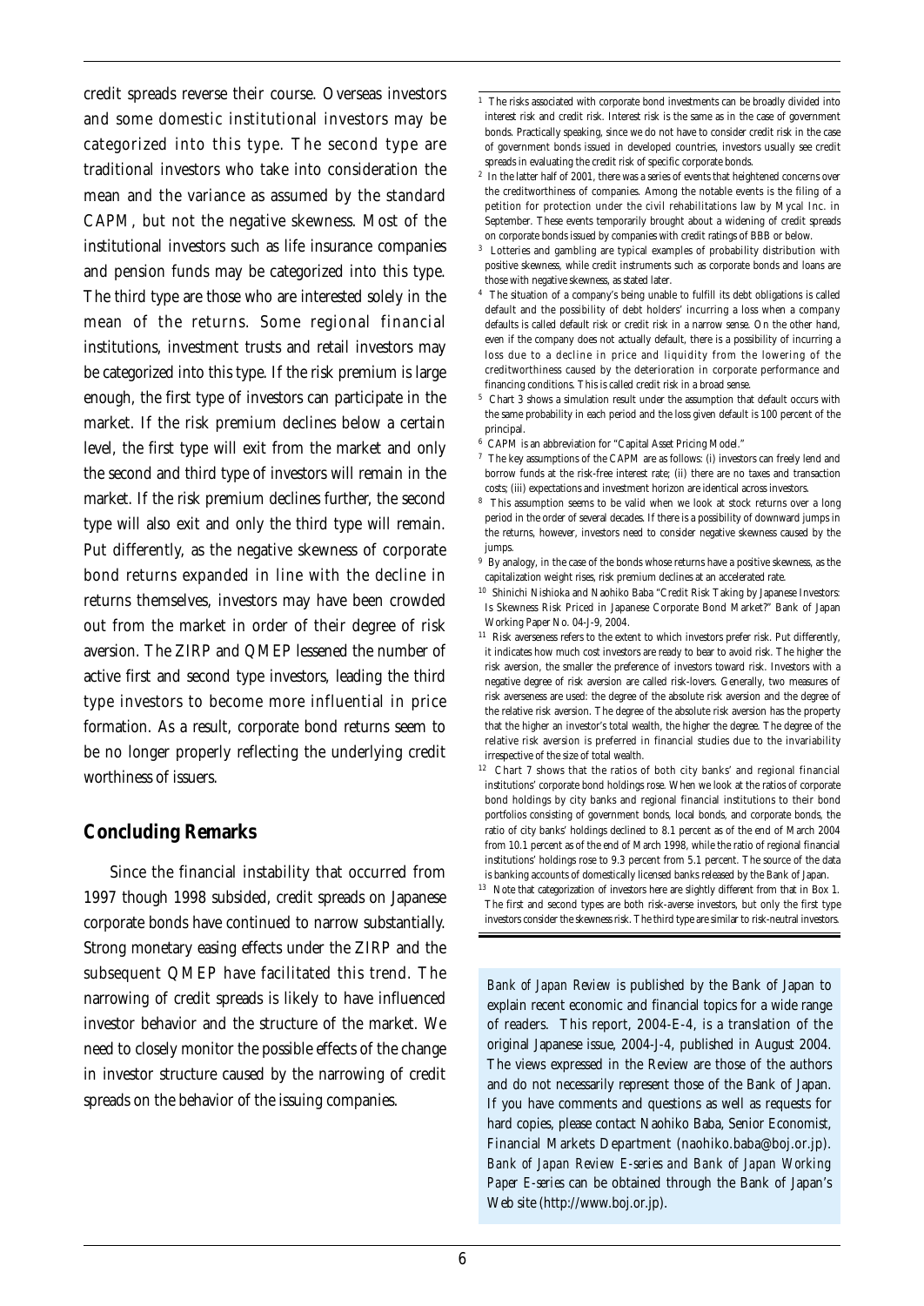credit spreads reverse their course. Overseas investors and some domestic institutional investors may be categorized into this type. The second type are traditional investors who take into consideration the mean and the variance as assumed by the standard CAPM, but not the negative skewness. Most of the institutional investors such as life insurance companies and pension funds may be categorized into this type. The third type are those who are interested solely in the mean of the returns. Some regional financial institutions, investment trusts and retail investors may be categorized into this type. If the risk premium is large enough, the first type of investors can participate in the market. If the risk premium declines below a certain level, the first type will exit from the market and only the second and third type of investors will remain in the market. If the risk premium declines further, the second type will also exit and only the third type will remain. Put differently, as the negative skewness of corporate bond returns expanded in line with the decline in returns themselves, investors may have been crowded out from the market in order of their degree of risk aversion. The ZIRP and QMEP lessened the number of active first and second type investors, leading the third type investors to become more influential in price formation. As a result, corporate bond returns seem to be no longer properly reflecting the underlying credit worthiness of issuers.

## Concluding Remarks

Since the financial instability that occurred from 1997 though 1998 subsided, credit spreads on Japanese corporate bonds have continued to narrow substantially. Strong monetary easing effects under the ZIRP and the subsequent QMEP have facilitated this trend. The narrowing of credit spreads is likely to have influenced investor behavior and the structure of the market. We need to closely monitor the possible effects of the change in investor structure caused by the narrowing of credit spreads on the behavior of the issuing companies.

---

[1] The risks associated with corporate bond investments can be broadly divided into interest risk and credit risk. Interest risk is the same as in the case of government bonds. Practically speaking, since we do not have to consider credit risk in the case of government bonds issued in developed countries, investors usually see credit spreads in evaluating the credit risk of specific corporate bonds.

[2] In the latter half of 2001, there was a series of events that heightened concerns over the creditworthiness of companies. Among the notable events is the filing of a petition for protection under the civil rehabilitations law by Mycal Inc. in September. These events temporarily brought about a widening of credit spreads on corporate bonds issued by companies with credit ratings of BBB or below.

[3] Lotteries and gambling are typical examples of probability distribution with positive skewness, while credit instruments such as corporate bonds and loans are those with negative skewness, as stated later.

[4] The situation of a company's being unable to fulfill its debt obligations is called default and the possibility of debt holders' incurring a loss when a company defaults is called default risk or credit risk in a narrow sense. On the other hand, even if the company does not actually default, there is a possibility of incurring a loss due to a decline in price and liquidity from the lowering of the creditworthiness caused by the deterioration in corporate performance and financing conditions. This is called credit risk in a broad sense.

[5] Chart 3 shows a simulation result under the assumption that default occurs with the same probability in each period and the loss given default is 100 percent of the principal.

[6] CAPM is an abbreviation for "Capital Asset Pricing Model."

[7] The key assumptions of the CAPM are as follows: (i) investors can freely lend and borrow funds at the risk-free interest rate; (ii) there are no taxes and transaction costs; (iii) expectations and investment horizon are identical across investors.

[8] This assumption seems to be valid when we look at stock returns over a long period in the order of several decades. If there is a possibility of downward jumps in the returns, however, investors need to consider negative skewness caused by the jumps.

[9] By analogy, in the case of the bonds whose returns have a positive skewness, as the capitalization weight rises, risk premium declines at an accelerated rate.

[10] Shinichi Nishioka and Naohiko Baba "Credit Risk Taking by Japanese Investors: Is Skewness Risk Priced in Japanese Corporate Bond Market?" Bank of Japan Working Paper No. 04-J-9, 2004.

[11] Risk averseness refers to the extent to which investors prefer risk. Put differently, it indicates how much cost investors are ready to bear to avoid risk. The higher the risk aversion, the smaller the preference of investors toward risk. Investors with a negative degree of risk aversion are called risk-lovers. Generally, two measures of risk averseness are used: the degree of the absolute risk aversion and the degree of the relative risk aversion. The degree of the absolute risk aversion has the property that the higher an investor's total wealth, the higher the degree. The degree of the relative risk aversion is preferred in financial studies due to the invariability irrespective of the size of total wealth.

[12] Chart 7 shows that the ratios of both city banks' and regional financial institutions' corporate bond holdings rose. When we look at the ratios of corporate bond holdings by city banks and regional financial institutions to their bond portfolios consisting of government bonds, local bonds, and corporate bonds, the ratio of city banks' holdings declined to 8.1 percent as of the end of March 2004 from 10.1 percent as of the end of March 1998, while the ratio of regional financial institutions' holdings rose to 9.3 percent from 5.1 percent. The source of the data is banking accounts of domestically licensed banks released by the Bank of Japan.

[13] Note that categorization of investors here are slightly different from that in Box 1. The first and second types are both risk-averse investors, but only the first type investors consider the skewness risk. The third type are similar to risk-neutral investors.

---

*Bank of Japan Review* is published by the Bank of Japan to explain recent economic and financial topics for a wide range of readers. This report, 2004-E-4, is a translation of the original Japanese issue, 2004-J-4, published in August 2004. The views expressed in the Review are those of the authors and do not necessarily represent those of the Bank of Japan. If you have comments and questions as well as requests for hard copies, please contact Naohiko Baba, Senior Economist, Financial Markets Department (naohiko.baba@boj.or.jp). *Bank of Japan Review E-series and Bank of Japan Working Paper E-series* can be obtained through the Bank of Japan's Web site (http://www.boj.or.jp).